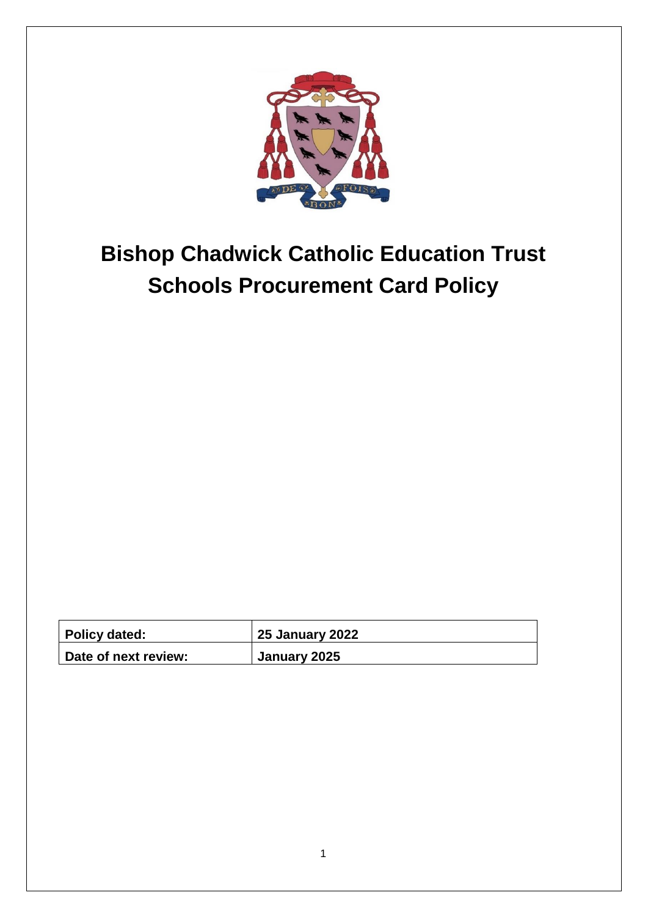# Bishop Chadwick Catholic Education Trust
# Schools Procurement Card Policy

| Policy dated: | 25 January 2022 |
|---|---|
| Date of next review: | January 2025 |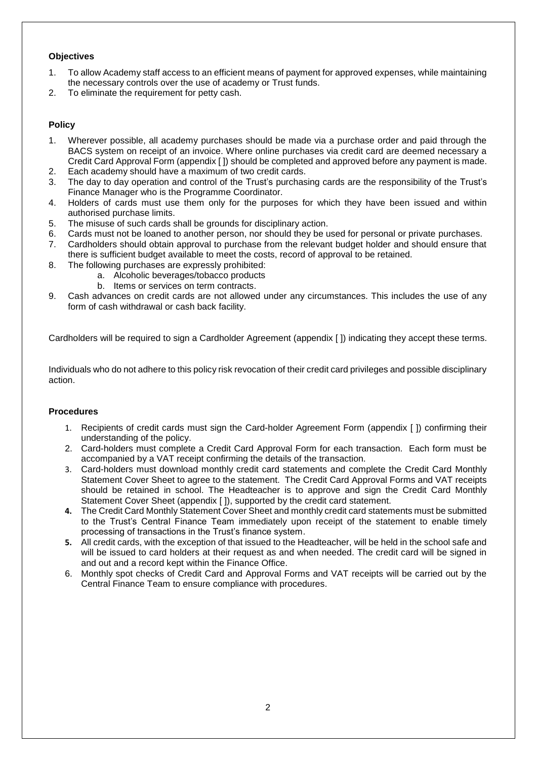**Objectives**

1. To allow Academy staff access to an efficient means of payment for approved expenses, while maintaining the necessary controls over the use of academy or Trust funds.
2. To eliminate the requirement for petty cash.

**Policy**

1. Wherever possible, all academy purchases should be made via a purchase order and paid through the BACS system on receipt of an invoice. Where online purchases via credit card are deemed necessary a Credit Card Approval Form (appendix [ ]) should be completed and approved before any payment is made.
2. Each academy should have a maximum of two credit cards.
3. The day to day operation and control of the Trust's purchasing cards are the responsibility of the Trust's Finance Manager who is the Programme Coordinator.
4. Holders of cards must use them only for the purposes for which they have been issued and within authorised purchase limits.
5. The misuse of such cards shall be grounds for disciplinary action.
6. Cards must not be loaned to another person, nor should they be used for personal or private purchases.
7. Cardholders should obtain approval to purchase from the relevant budget holder and should ensure that there is sufficient budget available to meet the costs, record of approval to be retained.
8. The following purchases are expressly prohibited:
    a. Alcoholic beverages/tobacco products
    b. Items or services on term contracts.
9. Cash advances on credit cards are not allowed under any circumstances. This includes the use of any form of cash withdrawal or cash back facility.

Cardholders will be required to sign a Cardholder Agreement (appendix [ ]) indicating they accept these terms.

Individuals who do not adhere to this policy risk revocation of their credit card privileges and possible disciplinary action.

**Procedures**

1. Recipients of credit cards must sign the Card-holder Agreement Form (appendix [ ]) confirming their understanding of the policy.
2. Card-holders must complete a Credit Card Approval Form for each transaction. Each form must be accompanied by a VAT receipt confirming the details of the transaction.
3. Card-holders must download monthly credit card statements and complete the Credit Card Monthly Statement Cover Sheet to agree to the statement. The Credit Card Approval Forms and VAT receipts should be retained in school. The Headteacher is to approve and sign the Credit Card Monthly Statement Cover Sheet (appendix [ ]), supported by the credit card statement.
4. The Credit Card Monthly Statement Cover Sheet and monthly credit card statements must be submitted to the Trust's Central Finance Team immediately upon receipt of the statement to enable timely processing of transactions in the Trust's finance system.
5. All credit cards, with the exception of that issued to the Headteacher, will be held in the school safe and will be issued to card holders at their request as and when needed. The credit card will be signed in and out and a record kept within the Finance Office.
6. Monthly spot checks of Credit Card and Approval Forms and VAT receipts will be carried out by the Central Finance Team to ensure compliance with procedures.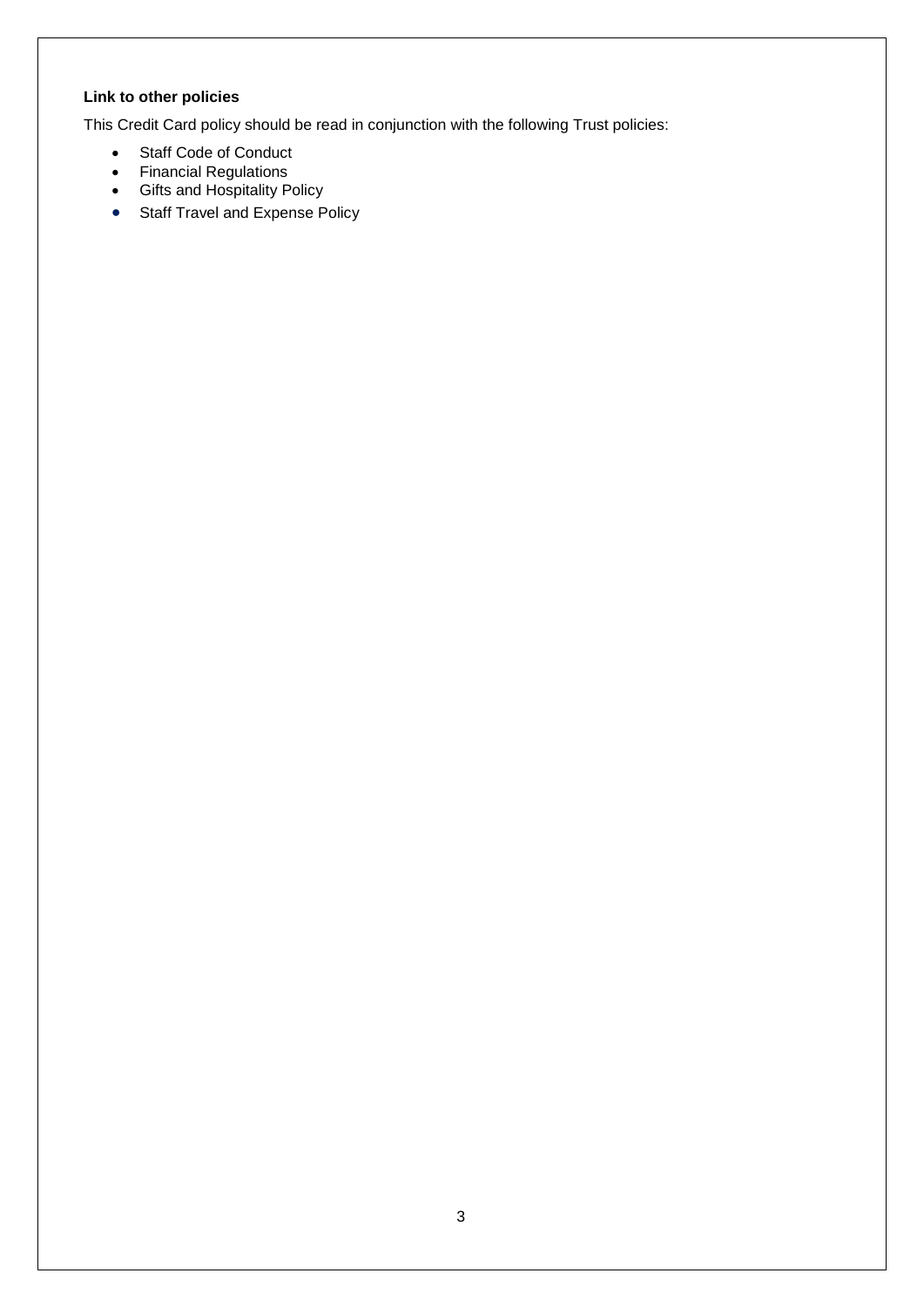**Link to other policies**

This Credit Card policy should be read in conjunction with the following Trust policies:

- Staff Code of Conduct
- Financial Regulations
- Gifts and Hospitality Policy
- Staff Travel and Expense Policy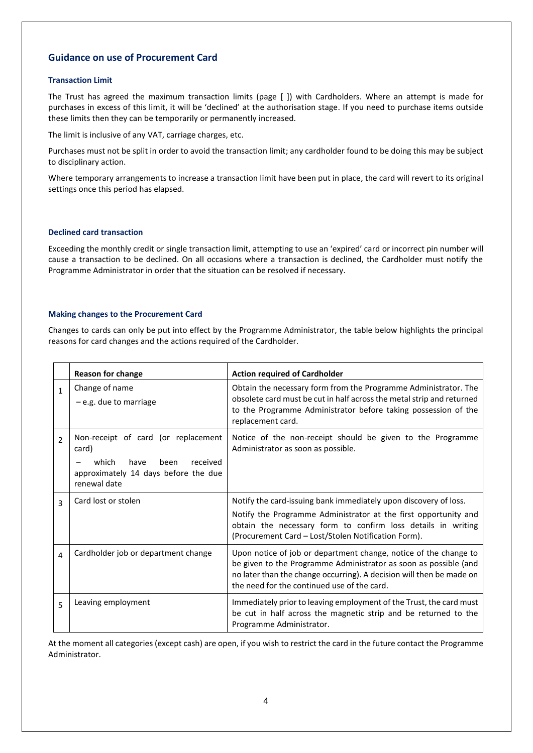## Guidance on use of Procurement Card

### Transaction Limit

The Trust has agreed the maximum transaction limits (page [ ]) with Cardholders. Where an attempt is made for purchases in excess of this limit, it will be 'declined' at the authorisation stage. If you need to purchase items outside these limits then they can be temporarily or permanently increased.

The limit is inclusive of any VAT, carriage charges, etc.

Purchases must not be split in order to avoid the transaction limit; any cardholder found to be doing this may be subject to disciplinary action.

Where temporary arrangements to increase a transaction limit have been put in place, the card will revert to its original settings once this period has elapsed.

### Declined card transaction

Exceeding the monthly credit or single transaction limit, attempting to use an 'expired' card or incorrect pin number will cause a transaction to be declined. On all occasions where a transaction is declined, the Cardholder must notify the Programme Administrator in order that the situation can be resolved if necessary.

### Making changes to the Procurement Card

Changes to cards can only be put into effect by the Programme Administrator, the table below highlights the principal reasons for card changes and the actions required of the Cardholder.

| | Reason for change | Action required of Cardholder |
|---|---|---|
| 1 | Change of name<br>– e.g. due to marriage | Obtain the necessary form from the Programme Administrator. The obsolete card must be cut in half across the metal strip and returned to the Programme Administrator before taking possession of the replacement card. |
| 2 | Non-receipt of card (or replacement card)<br>– which have been received approximately 14 days before the due renewal date | Notice of the non-receipt should be given to the Programme Administrator as soon as possible. |
| 3 | Card lost or stolen | Notify the card-issuing bank immediately upon discovery of loss.<br>Notify the Programme Administrator at the first opportunity and obtain the necessary form to confirm loss details in writing (Procurement Card – Lost/Stolen Notification Form). |
| 4 | Cardholder job or department change | Upon notice of job or department change, notice of the change to be given to the Programme Administrator as soon as possible (and no later than the change occurring). A decision will then be made on the need for the continued use of the card. |
| 5 | Leaving employment | Immediately prior to leaving employment of the Trust, the card must be cut in half across the magnetic strip and be returned to the Programme Administrator. |

At the moment all categories (except cash) are open, if you wish to restrict the card in the future contact the Programme Administrator.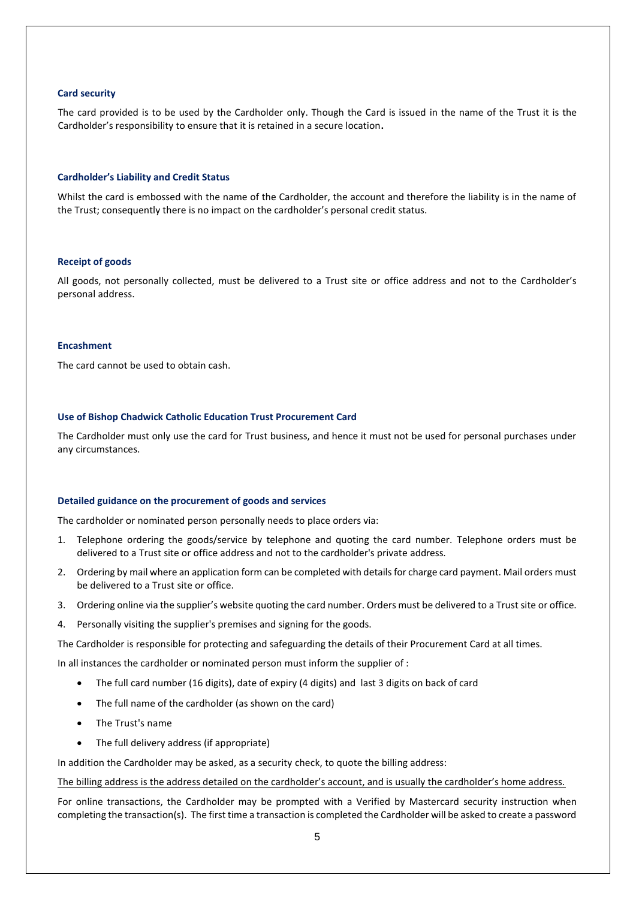### Card security

The card provided is to be used by the Cardholder only. Though the Card is issued in the name of the Trust it is the Cardholder's responsibility to ensure that it is retained in a secure location**.**

### Cardholder's Liability and Credit Status

Whilst the card is embossed with the name of the Cardholder, the account and therefore the liability is in the name of the Trust; consequently there is no impact on the cardholder's personal credit status.

### Receipt of goods

All goods, not personally collected, must be delivered to a Trust site or office address and not to the Cardholder's personal address.

### Encashment

The card cannot be used to obtain cash.

### Use of Bishop Chadwick Catholic Education Trust Procurement Card

The Cardholder must only use the card for Trust business, and hence it must not be used for personal purchases under any circumstances.

### Detailed guidance on the procurement of goods and services

The cardholder or nominated person personally needs to place orders via:

1. Telephone ordering the goods/service by telephone and quoting the card number. Telephone orders must be delivered to a Trust site or office address and not to the cardholder's private address.
2. Ordering by mail where an application form can be completed with details for charge card payment. Mail orders must be delivered to a Trust site or office.
3. Ordering online via the supplier's website quoting the card number. Orders must be delivered to a Trust site or office.
4. Personally visiting the supplier's premises and signing for the goods.

The Cardholder is responsible for protecting and safeguarding the details of their Procurement Card at all times.

In all instances the cardholder or nominated person must inform the supplier of :

- The full card number (16 digits), date of expiry (4 digits) and last 3 digits on back of card
- The full name of the cardholder (as shown on the card)
- The Trust's name
- The full delivery address (if appropriate)

In addition the Cardholder may be asked, as a security check, to quote the billing address:

<u>The billing address is the address detailed on the cardholder's account, and is usually the cardholder's home address.</u>

For online transactions, the Cardholder may be prompted with a Verified by Mastercard security instruction when completing the transaction(s). The first time a transaction is completed the Cardholder will be asked to create a password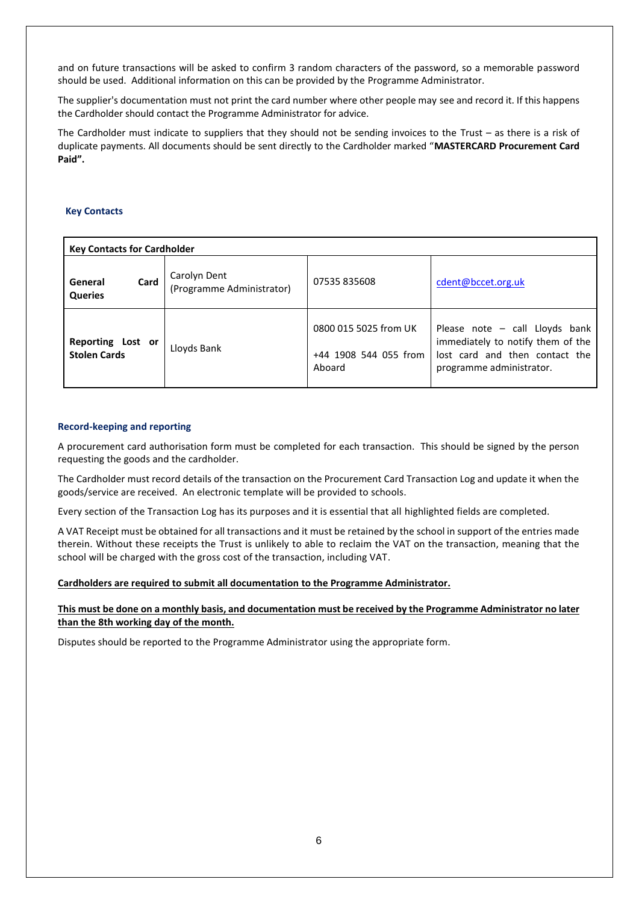and on future transactions will be asked to confirm 3 random characters of the password, so a memorable password should be used. Additional information on this can be provided by the Programme Administrator.

The supplier's documentation must not print the card number where other people may see and record it. If this happens the Cardholder should contact the Programme Administrator for advice.

The Cardholder must indicate to suppliers that they should not be sending invoices to the Trust – as there is a risk of duplicate payments. All documents should be sent directly to the Cardholder marked "**MASTERCARD Procurement Card Paid".**

### Key Contacts

| **Key Contacts for Cardholder** | | | |
|---|---|---|---|
| **General Card Queries** | Carolyn Dent (Programme Administrator) | 07535 835608 | cdent@bccet.org.uk |
| **Reporting Lost or Stolen Cards** | Lloyds Bank | 0800 015 5025 from UK<br><br>+44 1908 544 055 from Aboard | Please note – call Lloyds bank immediately to notify them of the lost card and then contact the programme administrator. |

### Record-keeping and reporting

A procurement card authorisation form must be completed for each transaction. This should be signed by the person requesting the goods and the cardholder.

The Cardholder must record details of the transaction on the Procurement Card Transaction Log and update it when the goods/service are received. An electronic template will be provided to schools.

Every section of the Transaction Log has its purposes and it is essential that all highlighted fields are completed.

A VAT Receipt must be obtained for all transactions and it must be retained by the school in support of the entries made therein. Without these receipts the Trust is unlikely to able to reclaim the VAT on the transaction, meaning that the school will be charged with the gross cost of the transaction, including VAT.

**Cardholders are required to submit all documentation to the Programme Administrator.**

**This must be done on a monthly basis, and documentation must be received by the Programme Administrator no later than the 8th working day of the month.**

Disputes should be reported to the Programme Administrator using the appropriate form.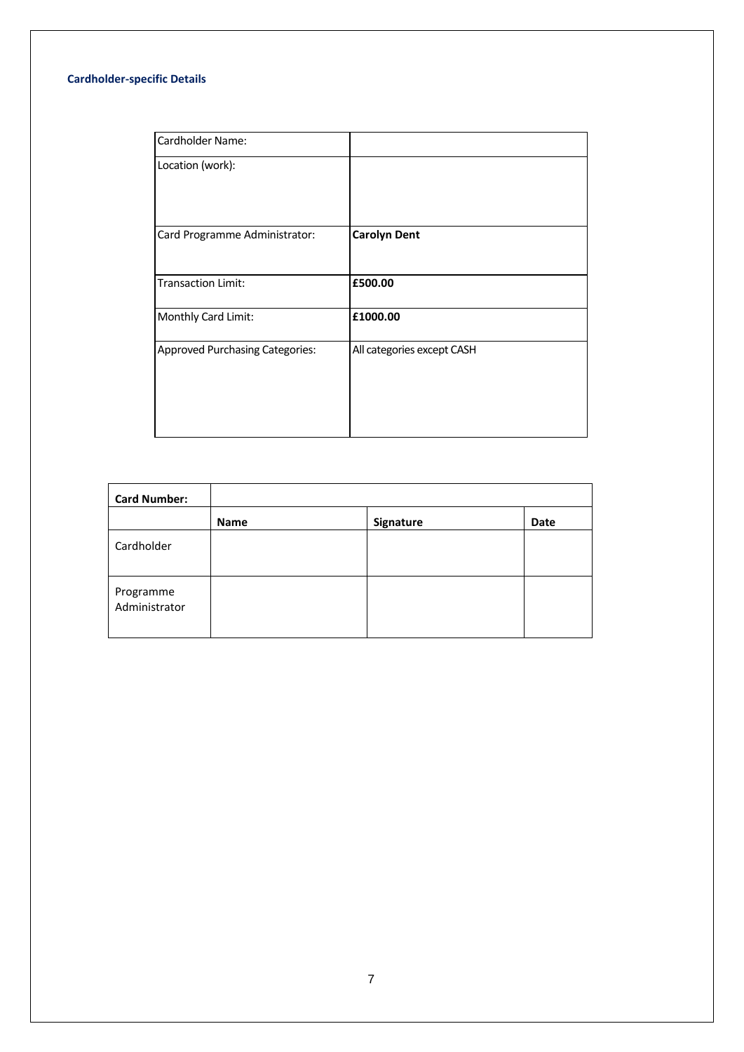### Cardholder-specific Details

| Cardholder Name: | |
|---|---|
| Location (work): | |
| Card Programme Administrator: | **Carolyn Dent** |
| Transaction Limit: | **£500.00** |
| Monthly Card Limit: | **£1000.00** |
| Approved Purchasing Categories: | All categories except CASH |

| **Card Number:** | | | |
|---|---|---|---|
| | **Name** | **Signature** | **Date** |
| Cardholder | | | |
| Programme Administrator | | | |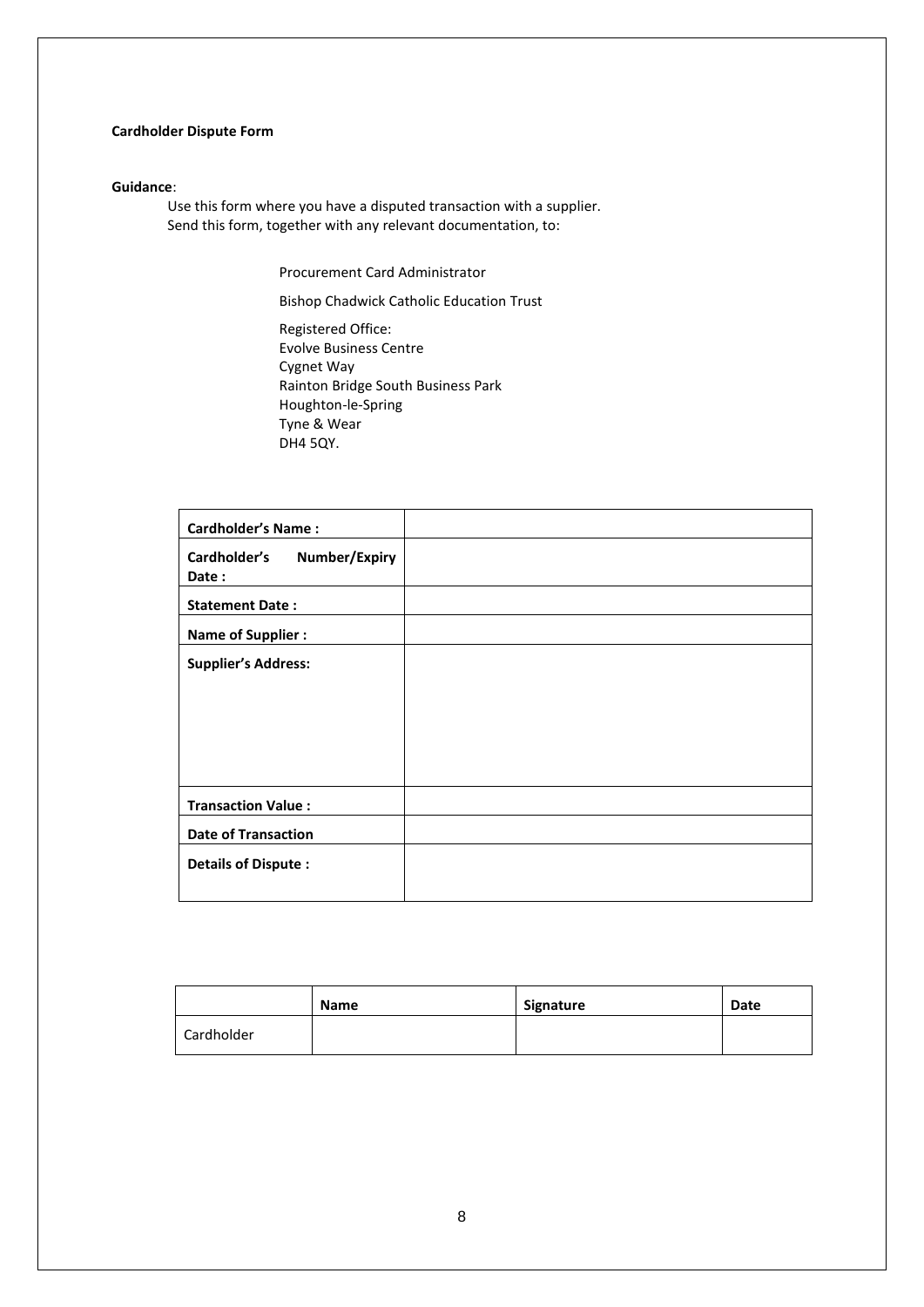**Cardholder Dispute Form**

**Guidance**:

Use this form where you have a disputed transaction with a supplier.
Send this form, together with any relevant documentation, to:

Procurement Card Administrator

Bishop Chadwick Catholic Education Trust

Registered Office:
Evolve Business Centre
Cygnet Way
Rainton Bridge South Business Park
Houghton-le-Spring
Tyne & Wear
DH4 5QY.

| **Cardholder's Name :** | |
|---|---|
| **Cardholder's Number/Expiry Date :** | |
| **Statement Date :** | |
| **Name of Supplier :** | |
| **Supplier's Address:** | |
| **Transaction Value :** | |
| **Date of Transaction** | |
| **Details of Dispute :** | |

| | **Name** | **Signature** | **Date** |
|---|---|---|---|
| Cardholder | | | |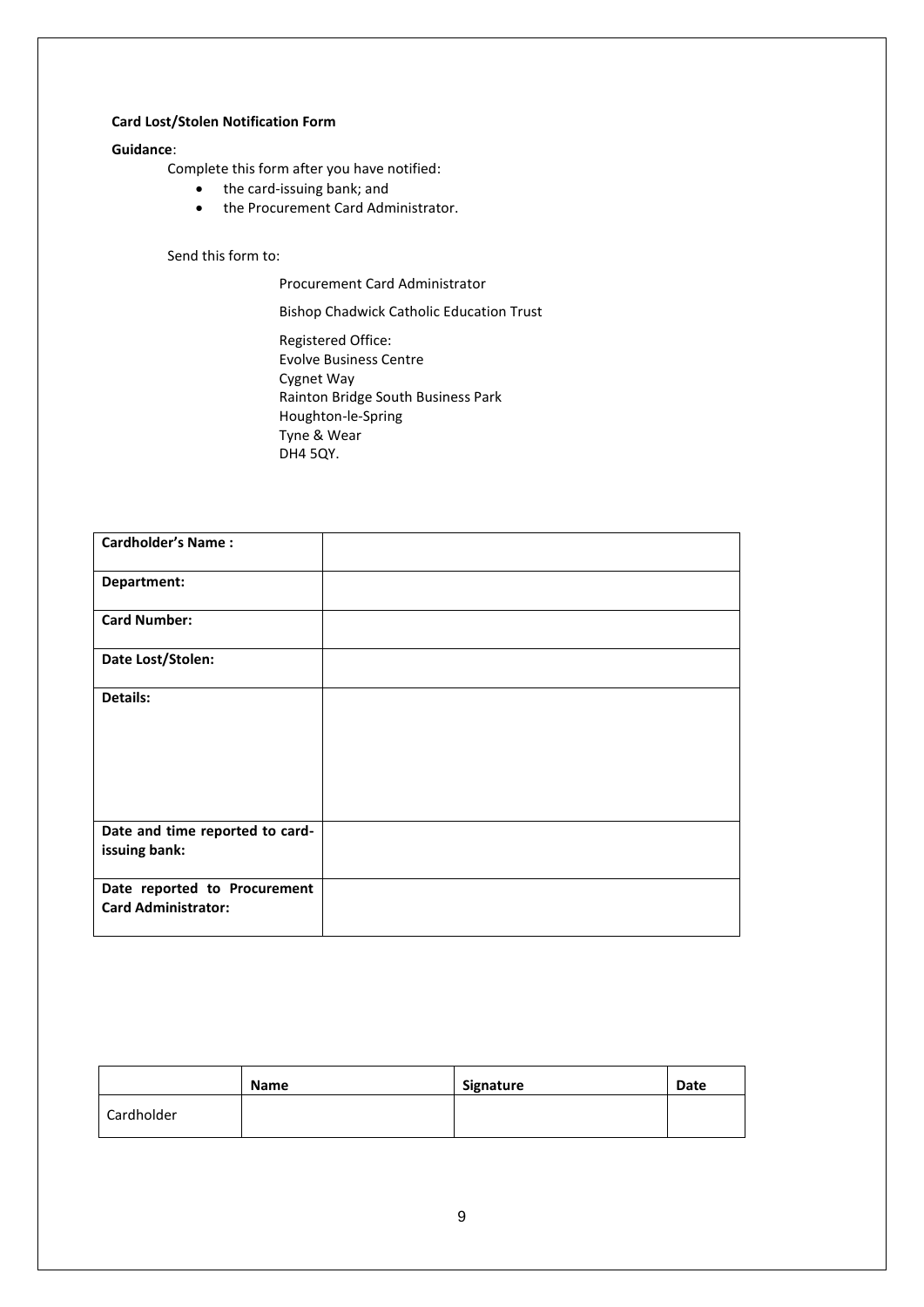**Card Lost/Stolen Notification Form**

**Guidance**:

Complete this form after you have notified:

- the card-issuing bank; and
- the Procurement Card Administrator.

Send this form to:

Procurement Card Administrator

Bishop Chadwick Catholic Education Trust

Registered Office:
Evolve Business Centre
Cygnet Way
Rainton Bridge South Business Park
Houghton-le-Spring
Tyne & Wear
DH4 5QY.

| **Cardholder's Name :** | |
|---|---|
| **Department:** | |
| **Card Number:** | |
| **Date Lost/Stolen:** | |
| **Details:** | |
| **Date and time reported to card-issuing bank:** | |
| **Date reported to Procurement Card Administrator:** | |

| | **Name** | **Signature** | **Date** |
|---|---|---|---|
| Cardholder | | | |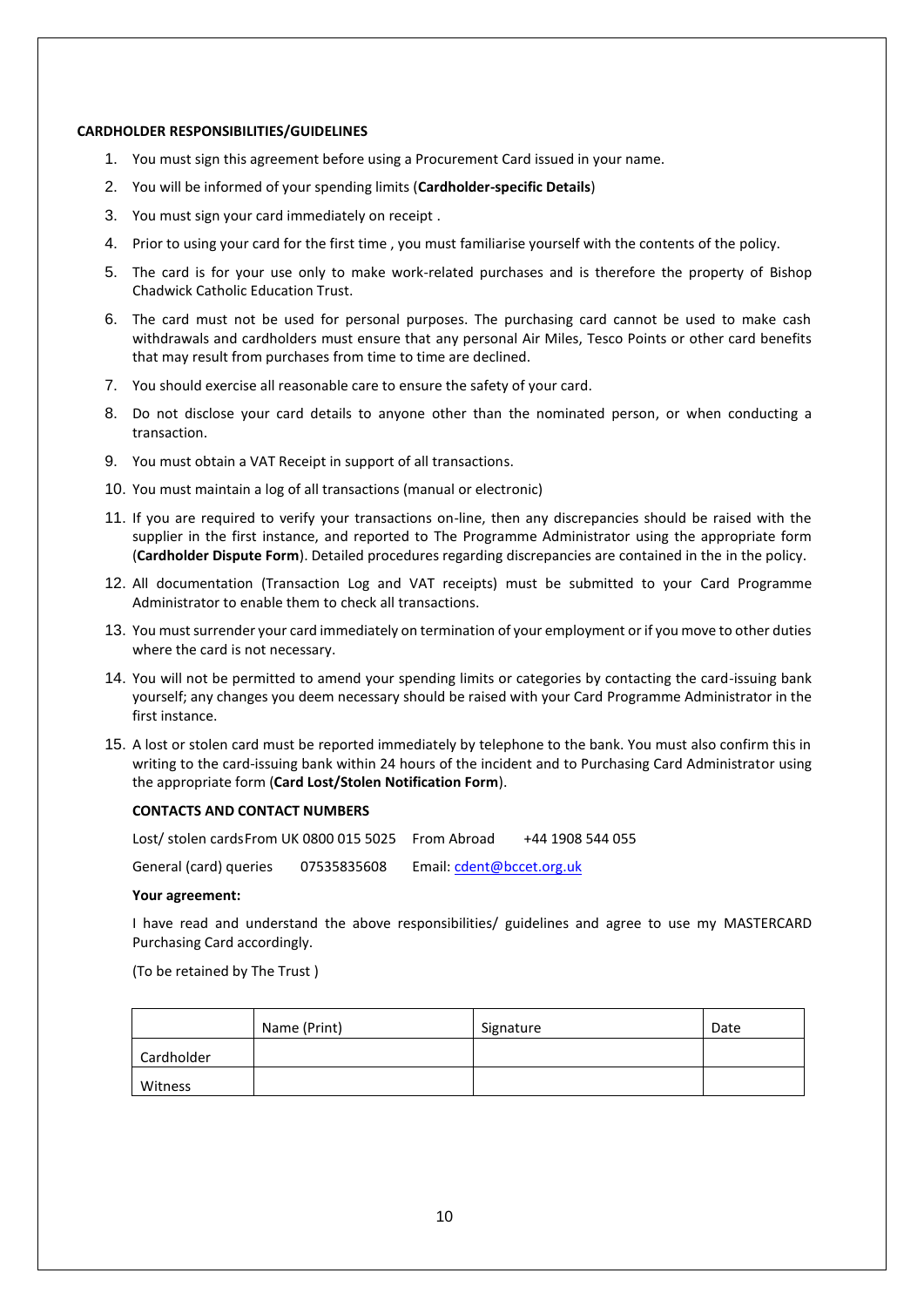**CARDHOLDER RESPONSIBILITIES/GUIDELINES**

1. You must sign this agreement before using a Procurement Card issued in your name.
2. You will be informed of your spending limits (**Cardholder-specific Details**)
3. You must sign your card immediately on receipt .
4. Prior to using your card for the first time , you must familiarise yourself with the contents of the policy.
5. The card is for your use only to make work-related purchases and is therefore the property of Bishop Chadwick Catholic Education Trust.
6. The card must not be used for personal purposes. The purchasing card cannot be used to make cash withdrawals and cardholders must ensure that any personal Air Miles, Tesco Points or other card benefits that may result from purchases from time to time are declined.
7. You should exercise all reasonable care to ensure the safety of your card.
8. Do not disclose your card details to anyone other than the nominated person, or when conducting a transaction.
9. You must obtain a VAT Receipt in support of all transactions.
10. You must maintain a log of all transactions (manual or electronic)
11. If you are required to verify your transactions on-line, then any discrepancies should be raised with the supplier in the first instance, and reported to The Programme Administrator using the appropriate form (**Cardholder Dispute Form**). Detailed procedures regarding discrepancies are contained in the in the policy.
12. All documentation (Transaction Log and VAT receipts) must be submitted to your Card Programme Administrator to enable them to check all transactions.
13. You must surrender your card immediately on termination of your employment or if you move to other duties where the card is not necessary.
14. You will not be permitted to amend your spending limits or categories by contacting the card-issuing bank yourself; any changes you deem necessary should be raised with your Card Programme Administrator in the first instance.
15. A lost or stolen card must be reported immediately by telephone to the bank. You must also confirm this in writing to the card-issuing bank within 24 hours of the incident and to Purchasing Card Administrator using the appropriate form (**Card Lost/Stolen Notification Form**).

**CONTACTS AND CONTACT NUMBERS**

Lost/ stolen cards From UK 0800 015 5025 From Abroad +44 1908 544 055

General (card) queries 07535835608 Email: cdent@bccet.org.uk

**Your agreement:**

I have read and understand the above responsibilities/ guidelines and agree to use my MASTERCARD Purchasing Card accordingly.

(To be retained by The Trust )

| | Name (Print) | Signature | Date |
|---|---|---|---|
| Cardholder | | | |
| Witness | | | |